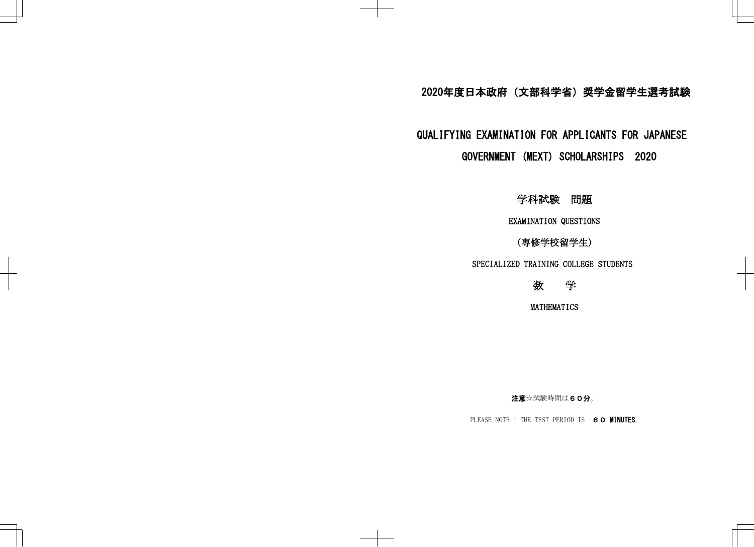# 2020年度日本政府（文部科学省）奨学金留学生選考試験

# QUALIFYING EXAMINATION FOR APPLICANTS FOR JAPANESE GOVERNMENT (MEXT) SCHOLARSHIPS 2020

## 学科試験　問題

EXAMINATION QUESTIONS

## (専修学校留学生)

SPECIALIZED TRAINING COLLEGE STUDENTS

## 数　　学

MATHEMATICS

**注意**☆試験時間は**６０分**。

PLEASE NOTE : THE TEST PERIOD IS **６０ MINUTES.**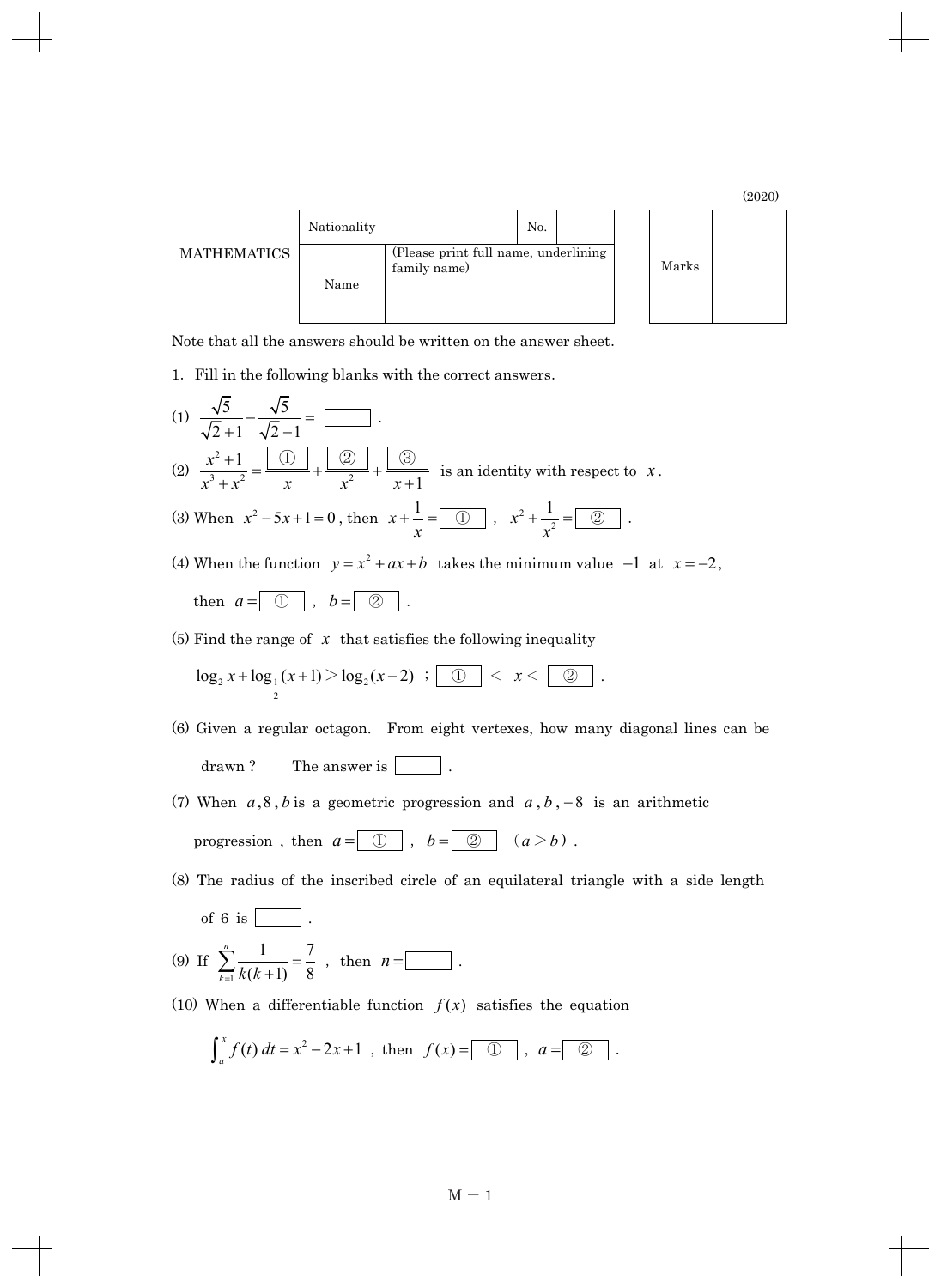(2020)

| MATHEMATICS | Nationality | | No. | | | Marks | |
|---|---|---|---|---|---|---|---|
| | Name | (Please print full name, underlining family name) | | | | | |

Note that all the answers should be written on the answer sheet.

1. Fill in the following blanks with the correct answers.

(1) $\dfrac{\sqrt{5}}{\sqrt{2}+1} - \dfrac{\sqrt{5}}{\sqrt{2}-1} = \boxed{\phantom{00}}$ .

(2) $\dfrac{x^2+1}{x^3+x^2} = \dfrac{\boxed{①}}{x} + \dfrac{\boxed{②}}{x^2} + \dfrac{\boxed{③}}{x+1}$ is an identity with respect to $x$.

(3) When $x^2 - 5x + 1 = 0$ , then $x + \dfrac{1}{x} = \boxed{①}$ , $x^2 + \dfrac{1}{x^2} = \boxed{②}$ .

(4) When the function $y = x^2 + ax + b$ takes the minimum value $-1$ at $x = -2$,

then $a = \boxed{①}$ , $b = \boxed{②}$ .

(5) Find the range of $x$ that satisfies the following inequality

$\log_2 x + \log_{\frac{1}{2}}(x+1) > \log_2(x-2)$ ; $\boxed{①} < x < \boxed{②}$ .

(6) Given a regular octagon. From eight vertexes, how many diagonal lines can be drawn? The answer is $\boxed{\phantom{00}}$ .

(7) When $a, 8, b$ is a geometric progression and $a, b, -8$ is an arithmetic progression , then $a = \boxed{①}$ , $b = \boxed{②}$ ($a > b$) .

(8) The radius of the inscribed circle of an equilateral triangle with a side length of 6 is $\boxed{\phantom{00}}$ .

(9) If $\displaystyle\sum_{k=1}^{n} \frac{1}{k(k+1)} = \frac{7}{8}$ , then $n = \boxed{\phantom{00}}$ .

(10) When a differentiable function $f(x)$ satisfies the equation

$\displaystyle\int_a^x f(t)\,dt = x^2 - 2x + 1$ , then $f(x) = \boxed{①}$ , $a = \boxed{②}$ .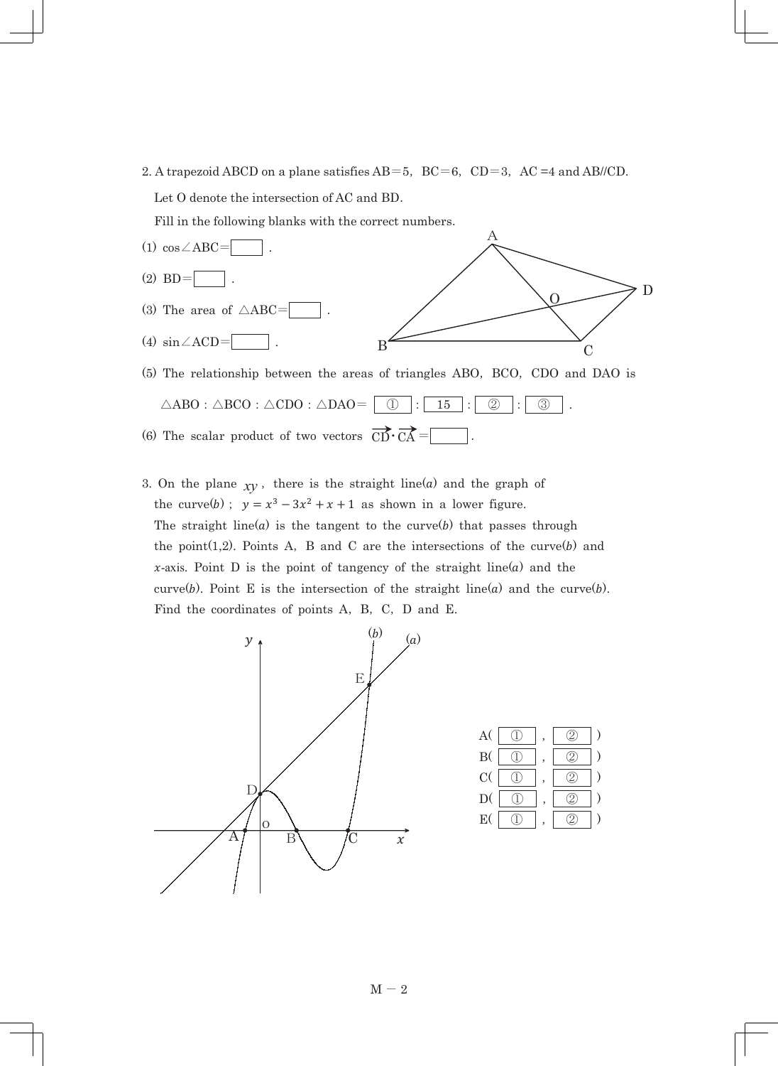2. A trapezoid ABCD on a plane satisfies AB＝5, BC＝6, CD＝3, AC =4 and AB//CD.

Let O denote the intersection of AC and BD.

Fill in the following blanks with the correct numbers.

(1) cos∠ABC＝☐ .

(2) BD＝☐ .

(3) The area of △ABC＝☐ .

(4) sin∠ACD＝☐ .

A

O

D

B

C

(5) The relationship between the areas of triangles ABO, BCO, CDO and DAO is

△ABO : △BCO : △CDO : △DAO＝ ① : 15 : ② : ③ .

(6) The scalar product of two vectors $\overrightarrow{CD} \cdot \overrightarrow{CA}$ ＝☐ .

3. On the plane $xy$, there is the straight line$(a)$ and the graph of the curve$(b)$ ; $y = x^3 - 3x^2 + x + 1$ as shown in a lower figure. The straight line$(a)$ is the tangent to the curve$(b)$ that passes through the point(1,2). Points A, B and C are the intersections of the curve$(b)$ and $x$-axis. Point D is the point of tangency of the straight line$(a)$ and the curve$(b)$. Point E is the intersection of the straight line$(a)$ and the curve$(b)$. Find the coordinates of points A, B, C, D and E.

$y$

$(b)$

$(a)$

E

D

A

o

B

C

$x$

A( ① , ② )

B( ① , ② )

C( ① , ② )

D( ① , ② )

E( ① , ② )